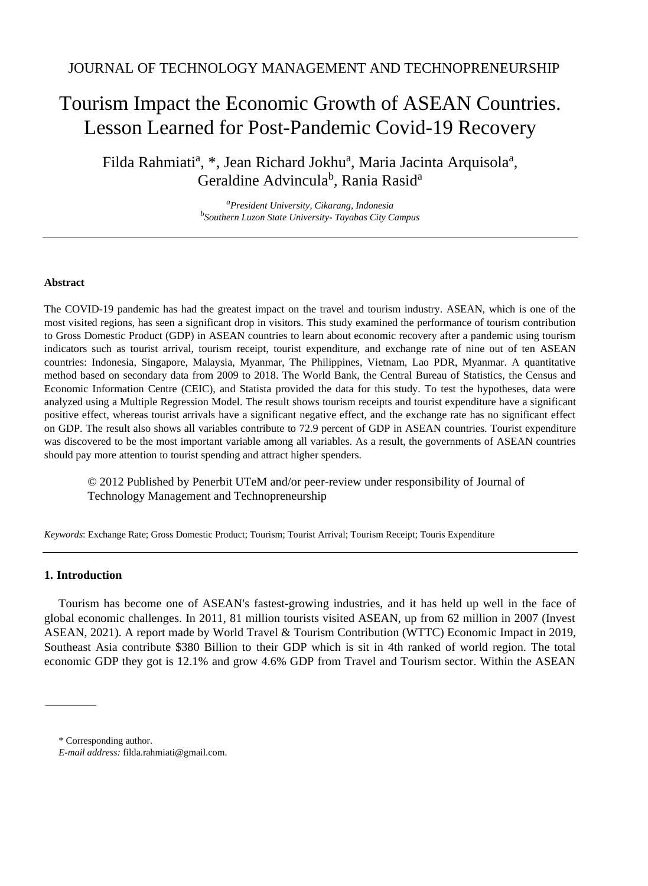JOURNAL OF TECHNOLOGY MANAGEMENT AND TECHNOPRENEURSHIP

# Tourism Impact the Economic Growth of ASEAN Countries. Lesson Learned for Post-Pandemic Covid-19 Recovery

Filda Rahmiati[a], *, Jean Richard Jokhu[a], Maria Jacinta Arquisola[a], Geraldine Advincula[b], Rania Rasid[a]

[a]*President University, Cikarang, Indonesia*
[b]*Southern Luzon State University- Tayabas City Campus*

---

**Abstract**

The COVID-19 pandemic has had the greatest impact on the travel and tourism industry. ASEAN, which is one of the most visited regions, has seen a significant drop in visitors. This study examined the performance of tourism contribution to Gross Domestic Product (GDP) in ASEAN countries to learn about economic recovery after a pandemic using tourism indicators such as tourist arrival, tourism receipt, tourist expenditure, and exchange rate of nine out of ten ASEAN countries: Indonesia, Singapore, Malaysia, Myanmar, The Philippines, Vietnam, Lao PDR, Myanmar. A quantitative method based on secondary data from 2009 to 2018. The World Bank, the Central Bureau of Statistics, the Census and Economic Information Centre (CEIC), and Statista provided the data for this study. To test the hypotheses, data were analyzed using a Multiple Regression Model. The result shows tourism receipts and tourist expenditure have a significant positive effect, whereas tourist arrivals have a significant negative effect, and the exchange rate has no significant effect on GDP. The result also shows all variables contribute to 72.9 percent of GDP in ASEAN countries. Tourist expenditure was discovered to be the most important variable among all variables. As a result, the governments of ASEAN countries should pay more attention to tourist spending and attract higher spenders.

© 2012 Published by Penerbit UTeM and/or peer-review under responsibility of Journal of Technology Management and Technopreneurship

*Keywords*: Exchange Rate; Gross Domestic Product; Tourism; Tourist Arrival; Tourism Receipt; Touris Expenditure

---

## 1. Introduction

Tourism has become one of ASEAN's fastest-growing industries, and it has held up well in the face of global economic challenges. In 2011, 81 million tourists visited ASEAN, up from 62 million in 2007 (Invest ASEAN, 2021). A report made by World Travel & Tourism Contribution (WTTC) Economic Impact in 2019, Southeast Asia contribute $380 Billion to their GDP which is sit in 4th ranked of world region. The total economic GDP they got is 12.1% and grow 4.6% GDP from Travel and Tourism sector. Within the ASEAN

---

\* Corresponding author.
*E-mail address:* filda.rahmiati@gmail.com.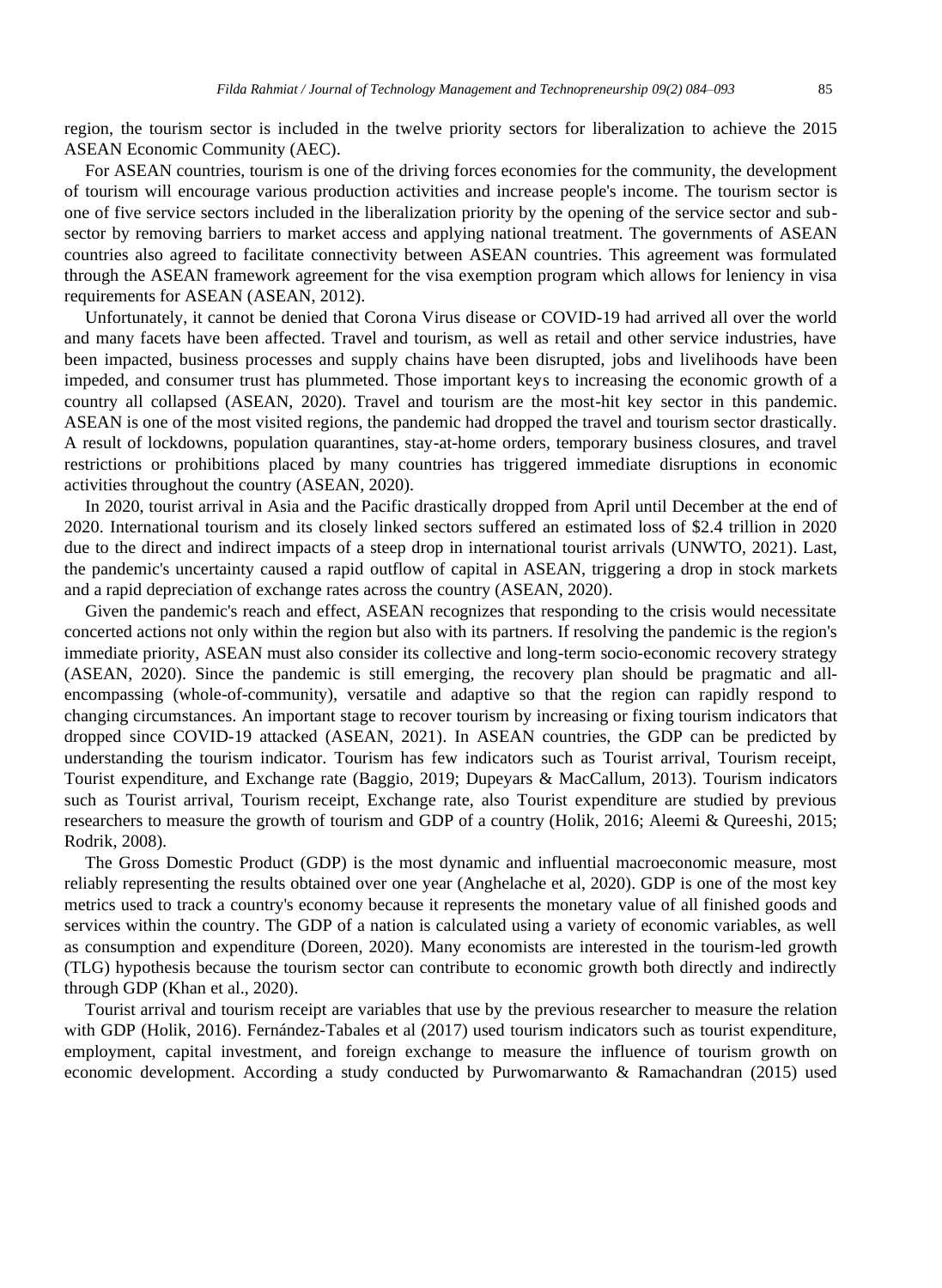region, the tourism sector is included in the twelve priority sectors for liberalization to achieve the 2015 ASEAN Economic Community (AEC).

For ASEAN countries, tourism is one of the driving forces economies for the community, the development of tourism will encourage various production activities and increase people's income. The tourism sector is one of five service sectors included in the liberalization priority by the opening of the service sector and sub-sector by removing barriers to market access and applying national treatment. The governments of ASEAN countries also agreed to facilitate connectivity between ASEAN countries. This agreement was formulated through the ASEAN framework agreement for the visa exemption program which allows for leniency in visa requirements for ASEAN (ASEAN, 2012).

Unfortunately, it cannot be denied that Corona Virus disease or COVID-19 had arrived all over the world and many facets have been affected. Travel and tourism, as well as retail and other service industries, have been impacted, business processes and supply chains have been disrupted, jobs and livelihoods have been impeded, and consumer trust has plummeted. Those important keys to increasing the economic growth of a country all collapsed (ASEAN, 2020). Travel and tourism are the most-hit key sector in this pandemic. ASEAN is one of the most visited regions, the pandemic had dropped the travel and tourism sector drastically. A result of lockdowns, population quarantines, stay-at-home orders, temporary business closures, and travel restrictions or prohibitions placed by many countries has triggered immediate disruptions in economic activities throughout the country (ASEAN, 2020).

In 2020, tourist arrival in Asia and the Pacific drastically dropped from April until December at the end of 2020. International tourism and its closely linked sectors suffered an estimated loss of $2.4 trillion in 2020 due to the direct and indirect impacts of a steep drop in international tourist arrivals (UNWTO, 2021). Last, the pandemic's uncertainty caused a rapid outflow of capital in ASEAN, triggering a drop in stock markets and a rapid depreciation of exchange rates across the country (ASEAN, 2020).

Given the pandemic's reach and effect, ASEAN recognizes that responding to the crisis would necessitate concerted actions not only within the region but also with its partners. If resolving the pandemic is the region's immediate priority, ASEAN must also consider its collective and long-term socio-economic recovery strategy (ASEAN, 2020). Since the pandemic is still emerging, the recovery plan should be pragmatic and all-encompassing (whole-of-community), versatile and adaptive so that the region can rapidly respond to changing circumstances. An important stage to recover tourism by increasing or fixing tourism indicators that dropped since COVID-19 attacked (ASEAN, 2021). In ASEAN countries, the GDP can be predicted by understanding the tourism indicator. Tourism has few indicators such as Tourist arrival, Tourism receipt, Tourist expenditure, and Exchange rate (Baggio, 2019; Dupeyars & MacCallum, 2013). Tourism indicators such as Tourist arrival, Tourism receipt, Exchange rate, also Tourist expenditure are studied by previous researchers to measure the growth of tourism and GDP of a country (Holik, 2016; Aleemi & Qureeshi, 2015; Rodrik, 2008).

The Gross Domestic Product (GDP) is the most dynamic and influential macroeconomic measure, most reliably representing the results obtained over one year (Anghelache et al, 2020). GDP is one of the most key metrics used to track a country's economy because it represents the monetary value of all finished goods and services within the country. The GDP of a nation is calculated using a variety of economic variables, as well as consumption and expenditure (Doreen, 2020). Many economists are interested in the tourism-led growth (TLG) hypothesis because the tourism sector can contribute to economic growth both directly and indirectly through GDP (Khan et al., 2020).

Tourist arrival and tourism receipt are variables that use by the previous researcher to measure the relation with GDP (Holik, 2016). Fernández-Tabales et al (2017) used tourism indicators such as tourist expenditure, employment, capital investment, and foreign exchange to measure the influence of tourism growth on economic development. According a study conducted by Purwomarwanto & Ramachandran (2015) used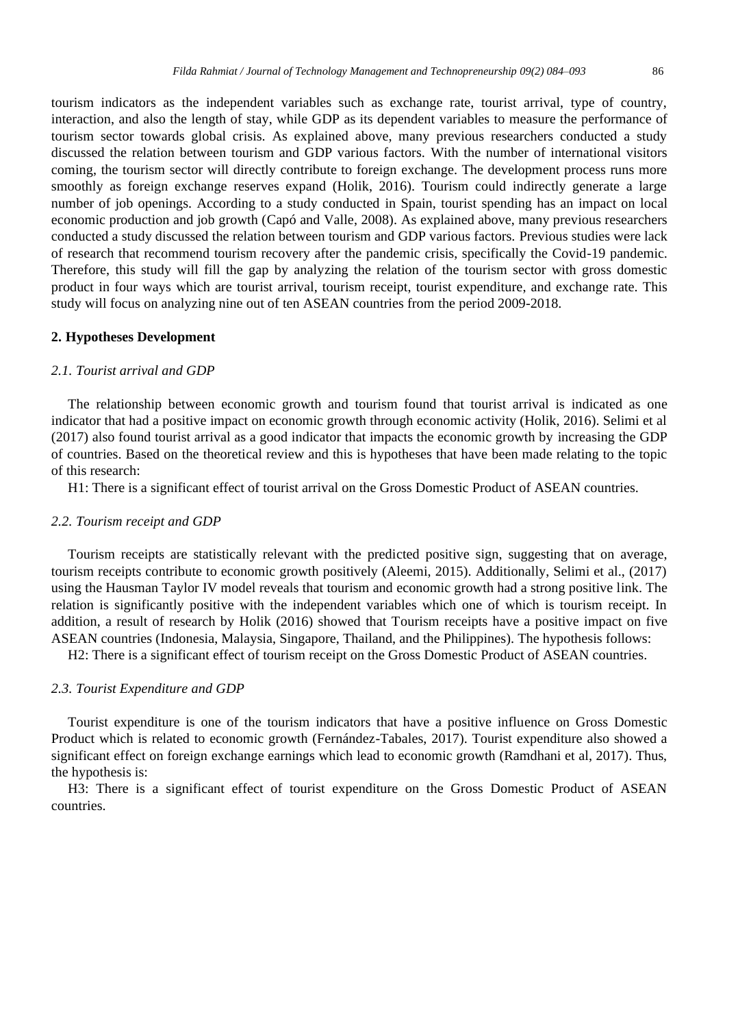tourism indicators as the independent variables such as exchange rate, tourist arrival, type of country, interaction, and also the length of stay, while GDP as its dependent variables to measure the performance of tourism sector towards global crisis. As explained above, many previous researchers conducted a study discussed the relation between tourism and GDP various factors. With the number of international visitors coming, the tourism sector will directly contribute to foreign exchange. The development process runs more smoothly as foreign exchange reserves expand (Holik, 2016). Tourism could indirectly generate a large number of job openings. According to a study conducted in Spain, tourist spending has an impact on local economic production and job growth (Capó and Valle, 2008). As explained above, many previous researchers conducted a study discussed the relation between tourism and GDP various factors. Previous studies were lack of research that recommend tourism recovery after the pandemic crisis, specifically the Covid-19 pandemic. Therefore, this study will fill the gap by analyzing the relation of the tourism sector with gross domestic product in four ways which are tourist arrival, tourism receipt, tourist expenditure, and exchange rate. This study will focus on analyzing nine out of ten ASEAN countries from the period 2009-2018.

## 2. Hypotheses Development

### *2.1. Tourist arrival and GDP*

The relationship between economic growth and tourism found that tourist arrival is indicated as one indicator that had a positive impact on economic growth through economic activity (Holik, 2016). Selimi et al (2017) also found tourist arrival as a good indicator that impacts the economic growth by increasing the GDP of countries. Based on the theoretical review and this is hypotheses that have been made relating to the topic of this research:

H1: There is a significant effect of tourist arrival on the Gross Domestic Product of ASEAN countries.

### *2.2. Tourism receipt and GDP*

Tourism receipts are statistically relevant with the predicted positive sign, suggesting that on average, tourism receipts contribute to economic growth positively (Aleemi, 2015). Additionally, Selimi et al., (2017) using the Hausman Taylor IV model reveals that tourism and economic growth had a strong positive link. The relation is significantly positive with the independent variables which one of which is tourism receipt. In addition, a result of research by Holik (2016) showed that Tourism receipts have a positive impact on five ASEAN countries (Indonesia, Malaysia, Singapore, Thailand, and the Philippines). The hypothesis follows:

H2: There is a significant effect of tourism receipt on the Gross Domestic Product of ASEAN countries.

### *2.3. Tourist Expenditure and GDP*

Tourist expenditure is one of the tourism indicators that have a positive influence on Gross Domestic Product which is related to economic growth (Fernández-Tabales, 2017). Tourist expenditure also showed a significant effect on foreign exchange earnings which lead to economic growth (Ramdhani et al, 2017). Thus, the hypothesis is:

H3: There is a significant effect of tourist expenditure on the Gross Domestic Product of ASEAN countries.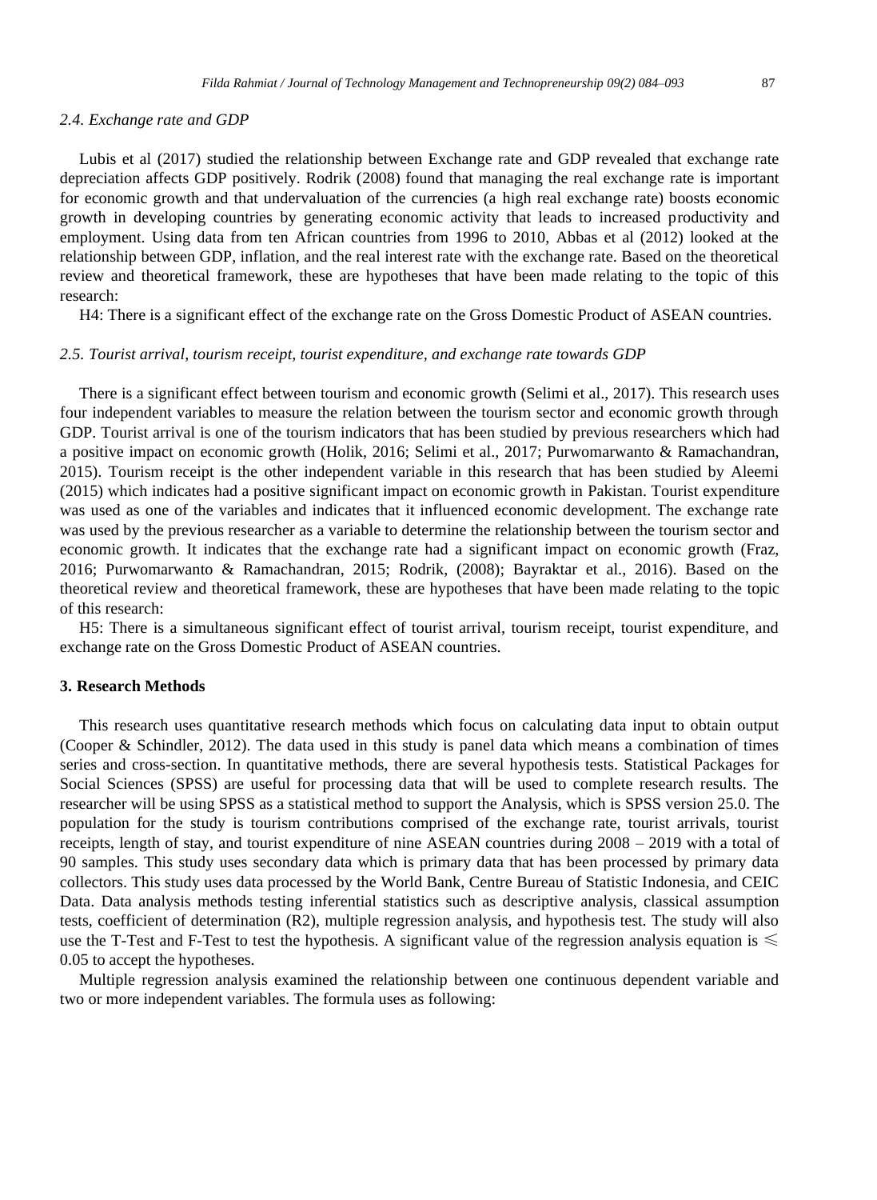### *2.4. Exchange rate and GDP*

Lubis et al (2017) studied the relationship between Exchange rate and GDP revealed that exchange rate depreciation affects GDP positively. Rodrik (2008) found that managing the real exchange rate is important for economic growth and that undervaluation of the currencies (a high real exchange rate) boosts economic growth in developing countries by generating economic activity that leads to increased productivity and employment. Using data from ten African countries from 1996 to 2010, Abbas et al (2012) looked at the relationship between GDP, inflation, and the real interest rate with the exchange rate. Based on the theoretical review and theoretical framework, these are hypotheses that have been made relating to the topic of this research:

H4: There is a significant effect of the exchange rate on the Gross Domestic Product of ASEAN countries.

### *2.5. Tourist arrival, tourism receipt, tourist expenditure, and exchange rate towards GDP*

There is a significant effect between tourism and economic growth (Selimi et al., 2017). This research uses four independent variables to measure the relation between the tourism sector and economic growth through GDP. Tourist arrival is one of the tourism indicators that has been studied by previous researchers which had a positive impact on economic growth (Holik, 2016; Selimi et al., 2017; Purwomarwanto & Ramachandran, 2015). Tourism receipt is the other independent variable in this research that has been studied by Aleemi (2015) which indicates had a positive significant impact on economic growth in Pakistan. Tourist expenditure was used as one of the variables and indicates that it influenced economic development. The exchange rate was used by the previous researcher as a variable to determine the relationship between the tourism sector and economic growth. It indicates that the exchange rate had a significant impact on economic growth (Fraz, 2016; Purwomarwanto & Ramachandran, 2015; Rodrik, (2008); Bayraktar et al., 2016). Based on the theoretical review and theoretical framework, these are hypotheses that have been made relating to the topic of this research:

H5: There is a simultaneous significant effect of tourist arrival, tourism receipt, tourist expenditure, and exchange rate on the Gross Domestic Product of ASEAN countries.

## 3. Research Methods

This research uses quantitative research methods which focus on calculating data input to obtain output (Cooper & Schindler, 2012). The data used in this study is panel data which means a combination of times series and cross-section. In quantitative methods, there are several hypothesis tests. Statistical Packages for Social Sciences (SPSS) are useful for processing data that will be used to complete research results. The researcher will be using SPSS as a statistical method to support the Analysis, which is SPSS version 25.0. The population for the study is tourism contributions comprised of the exchange rate, tourist arrivals, tourist receipts, length of stay, and tourist expenditure of nine ASEAN countries during 2008 – 2019 with a total of 90 samples. This study uses secondary data which is primary data that has been processed by primary data collectors. This study uses data processed by the World Bank, Centre Bureau of Statistic Indonesia, and CEIC Data. Data analysis methods testing inferential statistics such as descriptive analysis, classical assumption tests, coefficient of determination (R2), multiple regression analysis, and hypothesis test. The study will also use the T-Test and F-Test to test the hypothesis. A significant value of the regression analysis equation is $\leqslant$ 0.05 to accept the hypotheses.

Multiple regression analysis examined the relationship between one continuous dependent variable and two or more independent variables. The formula uses as following: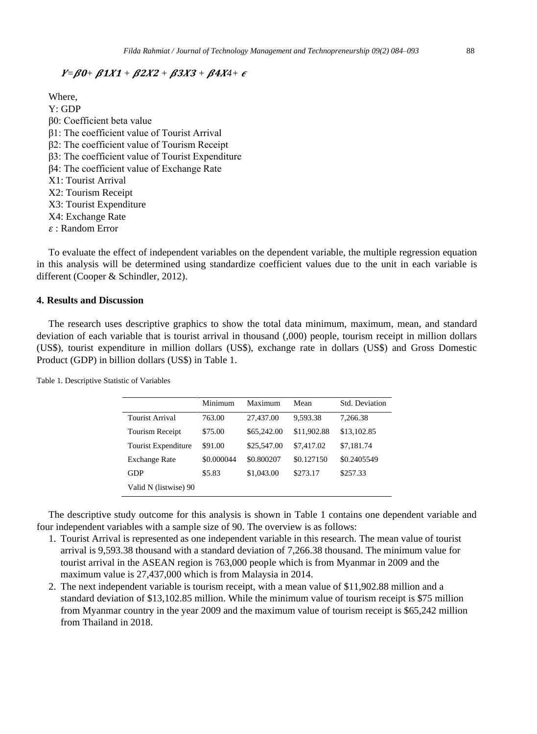$$Y = \beta 0 + \beta 1X1 + \beta 2X2 + \beta 3X3 + \beta 4X4 + \epsilon$$

Where,
Y: GDP
β0: Coefficient beta value
β1: The coefficient value of Tourist Arrival
β2: The coefficient value of Tourism Receipt
β3: The coefficient value of Tourist Expenditure
β4: The coefficient value of Exchange Rate
X1: Tourist Arrival
X2: Tourism Receipt
X3: Tourist Expenditure
X4: Exchange Rate
$\varepsilon$ : Random Error

To evaluate the effect of independent variables on the dependent variable, the multiple regression equation in this analysis will be determined using standardize coefficient values due to the unit in each variable is different (Cooper & Schindler, 2012).

## 4. Results and Discussion

The research uses descriptive graphics to show the total data minimum, maximum, mean, and standard deviation of each variable that is tourist arrival in thousand (,000) people, tourism receipt in million dollars (US$), tourist expenditure in million dollars (US$), exchange rate in dollars (US$) and Gross Domestic Product (GDP) in billion dollars (US$) in Table 1.

Table 1. Descriptive Statistic of Variables

| | Minimum | Maximum | Mean | Std. Deviation |
|---|---|---|---|---|
| Tourist Arrival | 763.00 | 27,437.00 | 9,593.38 | 7,266.38 |
| Tourism Receipt | $75.00 | $65,242.00 | $11,902.88 | $13,102.85 |
| Tourist Expenditure | $91.00 | $25,547.00 | $7,417.02 | $7,181.74 |
| Exchange Rate | $0.000044 | $0.800207 | $0.127150 | $0.2405549 |
| GDP | $5.83 | $1,043.00 | $273.17 | $257.33 |
| Valid N (listwise) 90 | | | | |

The descriptive study outcome for this analysis is shown in Table 1 contains one dependent variable and four independent variables with a sample size of 90. The overview is as follows:

1. Tourist Arrival is represented as one independent variable in this research. The mean value of tourist arrival is 9,593.38 thousand with a standard deviation of 7,266.38 thousand. The minimum value for tourist arrival in the ASEAN region is 763,000 people which is from Myanmar in 2009 and the maximum value is 27,437,000 which is from Malaysia in 2014.
2. The next independent variable is tourism receipt, with a mean value of $11,902.88 million and a standard deviation of $13,102.85 million. While the minimum value of tourism receipt is $75 million from Myanmar country in the year 2009 and the maximum value of tourism receipt is $65,242 million from Thailand in 2018.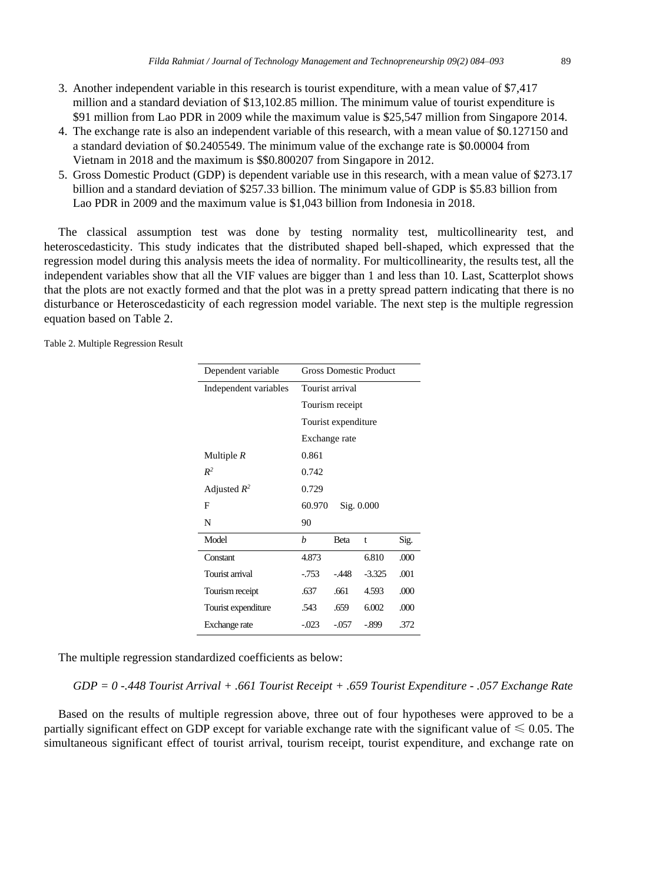3. Another independent variable in this research is tourist expenditure, with a mean value of $7,417 million and a standard deviation of $13,102.85 million. The minimum value of tourist expenditure is $91 million from Lao PDR in 2009 while the maximum value is $25,547 million from Singapore 2014.
4. The exchange rate is also an independent variable of this research, with a mean value of $0.127150 and a standard deviation of $0.2405549. The minimum value of the exchange rate is $0.00004 from Vietnam in 2018 and the maximum is $$0.800207 from Singapore in 2012.
5. Gross Domestic Product (GDP) is dependent variable use in this research, with a mean value of $273.17 billion and a standard deviation of $257.33 billion. The minimum value of GDP is $5.83 billion from Lao PDR in 2009 and the maximum value is $1,043 billion from Indonesia in 2018.

The classical assumption test was done by testing normality test, multicollinearity test, and heteroscedasticity. This study indicates that the distributed shaped bell-shaped, which expressed that the regression model during this analysis meets the idea of normality. For multicollinearity, the results test, all the independent variables show that all the VIF values are bigger than 1 and less than 10. Last, Scatterplot shows that the plots are not exactly formed and that the plot was in a pretty spread pattern indicating that there is no disturbance or Heteroscedasticity of each regression model variable. The next step is the multiple regression equation based on Table 2.

Table 2. Multiple Regression Result

| Dependent variable | Gross Domestic Product | | | |
|---|---|---|---|---|
| Independent variables | Tourist arrival | | | |
| | Tourism receipt | | | |
| | Tourist expenditure | | | |
| | Exchange rate | | | |
| Multiple *R* | 0.861 | | | |
| $R^2$ | 0.742 | | | |
| Adjusted $R^2$ | 0.729 | | | |
| F | 60.970 | Sig. 0.000 | | |
| N | 90 | | | |
| Model | *b* | Beta | t | Sig. |
| Constant | 4.873 | | 6.810 | .000 |
| Tourist arrival | -.753 | -.448 | -3.325 | .001 |
| Tourism receipt | .637 | .661 | 4.593 | .000 |
| Tourist expenditure | .543 | .659 | 6.002 | .000 |
| Exchange rate | -.023 | -.057 | -.899 | .372 |

The multiple regression standardized coefficients as below:

*GDP = 0 -.448 Tourist Arrival + .661 Tourist Receipt + .659 Tourist Expenditure - .057 Exchange Rate*

Based on the results of multiple regression above, three out of four hypotheses were approved to be a partially significant effect on GDP except for variable exchange rate with the significant value of $\leqslant 0.05$. The simultaneous significant effect of tourist arrival, tourism receipt, tourist expenditure, and exchange rate on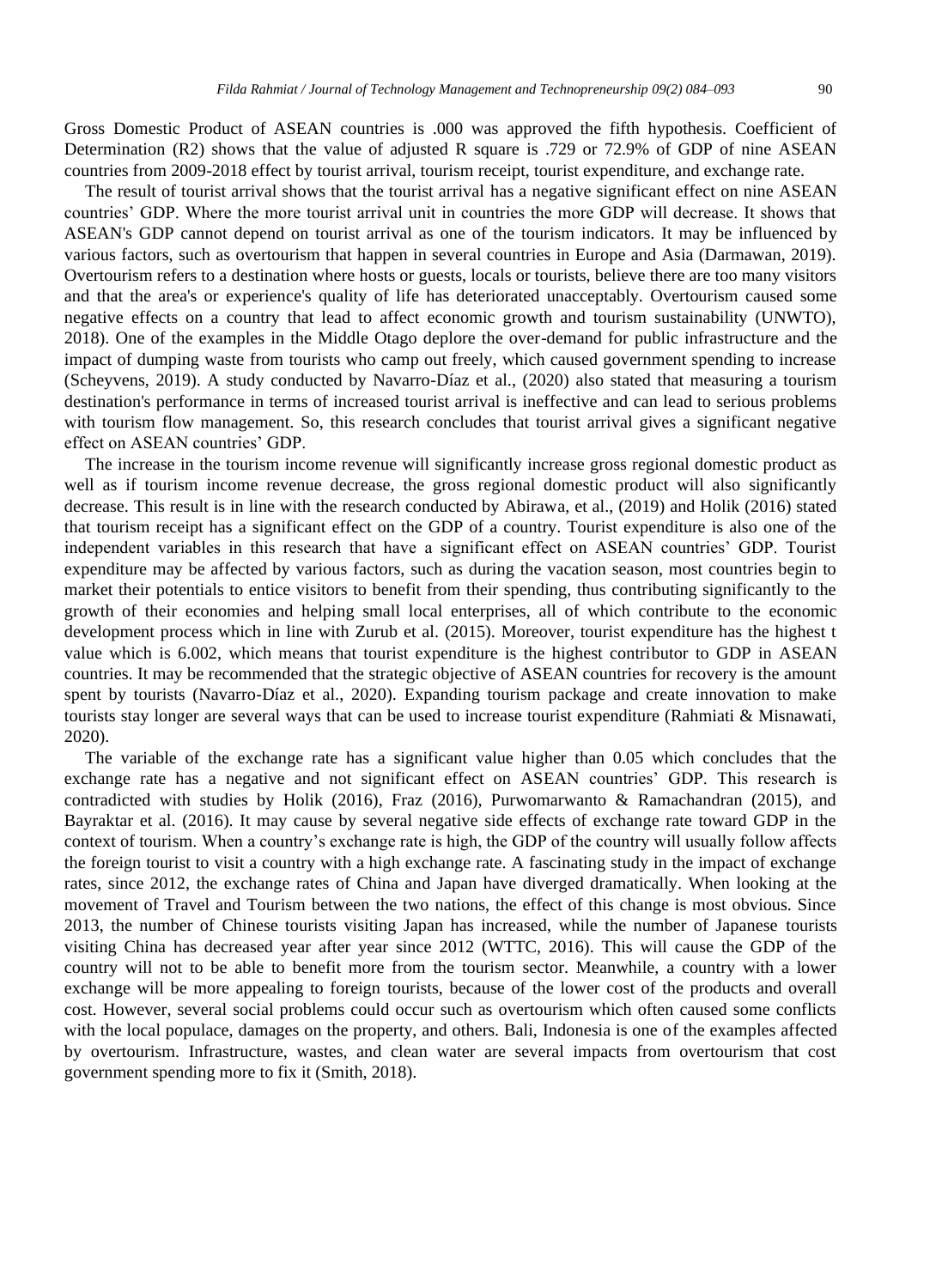Gross Domestic Product of ASEAN countries is .000 was approved the fifth hypothesis. Coefficient of Determination (R2) shows that the value of adjusted R square is .729 or 72.9% of GDP of nine ASEAN countries from 2009-2018 effect by tourist arrival, tourism receipt, tourist expenditure, and exchange rate.

The result of tourist arrival shows that the tourist arrival has a negative significant effect on nine ASEAN countries' GDP. Where the more tourist arrival unit in countries the more GDP will decrease. It shows that ASEAN's GDP cannot depend on tourist arrival as one of the tourism indicators. It may be influenced by various factors, such as overtourism that happen in several countries in Europe and Asia (Darmawan, 2019). Overtourism refers to a destination where hosts or guests, locals or tourists, believe there are too many visitors and that the area's or experience's quality of life has deteriorated unacceptably. Overtourism caused some negative effects on a country that lead to affect economic growth and tourism sustainability (UNWTO), 2018). One of the examples in the Middle Otago deplore the over-demand for public infrastructure and the impact of dumping waste from tourists who camp out freely, which caused government spending to increase (Scheyvens, 2019). A study conducted by Navarro-Díaz et al., (2020) also stated that measuring a tourism destination's performance in terms of increased tourist arrival is ineffective and can lead to serious problems with tourism flow management. So, this research concludes that tourist arrival gives a significant negative effect on ASEAN countries' GDP.

The increase in the tourism income revenue will significantly increase gross regional domestic product as well as if tourism income revenue decrease, the gross regional domestic product will also significantly decrease. This result is in line with the research conducted by Abirawa, et al., (2019) and Holik (2016) stated that tourism receipt has a significant effect on the GDP of a country. Tourist expenditure is also one of the independent variables in this research that have a significant effect on ASEAN countries' GDP. Tourist expenditure may be affected by various factors, such as during the vacation season, most countries begin to market their potentials to entice visitors to benefit from their spending, thus contributing significantly to the growth of their economies and helping small local enterprises, all of which contribute to the economic development process which in line with Zurub et al. (2015). Moreover, tourist expenditure has the highest t value which is 6.002, which means that tourist expenditure is the highest contributor to GDP in ASEAN countries. It may be recommended that the strategic objective of ASEAN countries for recovery is the amount spent by tourists (Navarro-Díaz et al., 2020). Expanding tourism package and create innovation to make tourists stay longer are several ways that can be used to increase tourist expenditure (Rahmiati & Misnawati, 2020).

The variable of the exchange rate has a significant value higher than 0.05 which concludes that the exchange rate has a negative and not significant effect on ASEAN countries' GDP. This research is contradicted with studies by Holik (2016), Fraz (2016), Purwomarwanto & Ramachandran (2015), and Bayraktar et al. (2016). It may cause by several negative side effects of exchange rate toward GDP in the context of tourism. When a country's exchange rate is high, the GDP of the country will usually follow affects the foreign tourist to visit a country with a high exchange rate. A fascinating study in the impact of exchange rates, since 2012, the exchange rates of China and Japan have diverged dramatically. When looking at the movement of Travel and Tourism between the two nations, the effect of this change is most obvious. Since 2013, the number of Chinese tourists visiting Japan has increased, while the number of Japanese tourists visiting China has decreased year after year since 2012 (WTTC, 2016). This will cause the GDP of the country will not to be able to benefit more from the tourism sector. Meanwhile, a country with a lower exchange will be more appealing to foreign tourists, because of the lower cost of the products and overall cost. However, several social problems could occur such as overtourism which often caused some conflicts with the local populace, damages on the property, and others. Bali, Indonesia is one of the examples affected by overtourism. Infrastructure, wastes, and clean water are several impacts from overtourism that cost government spending more to fix it (Smith, 2018).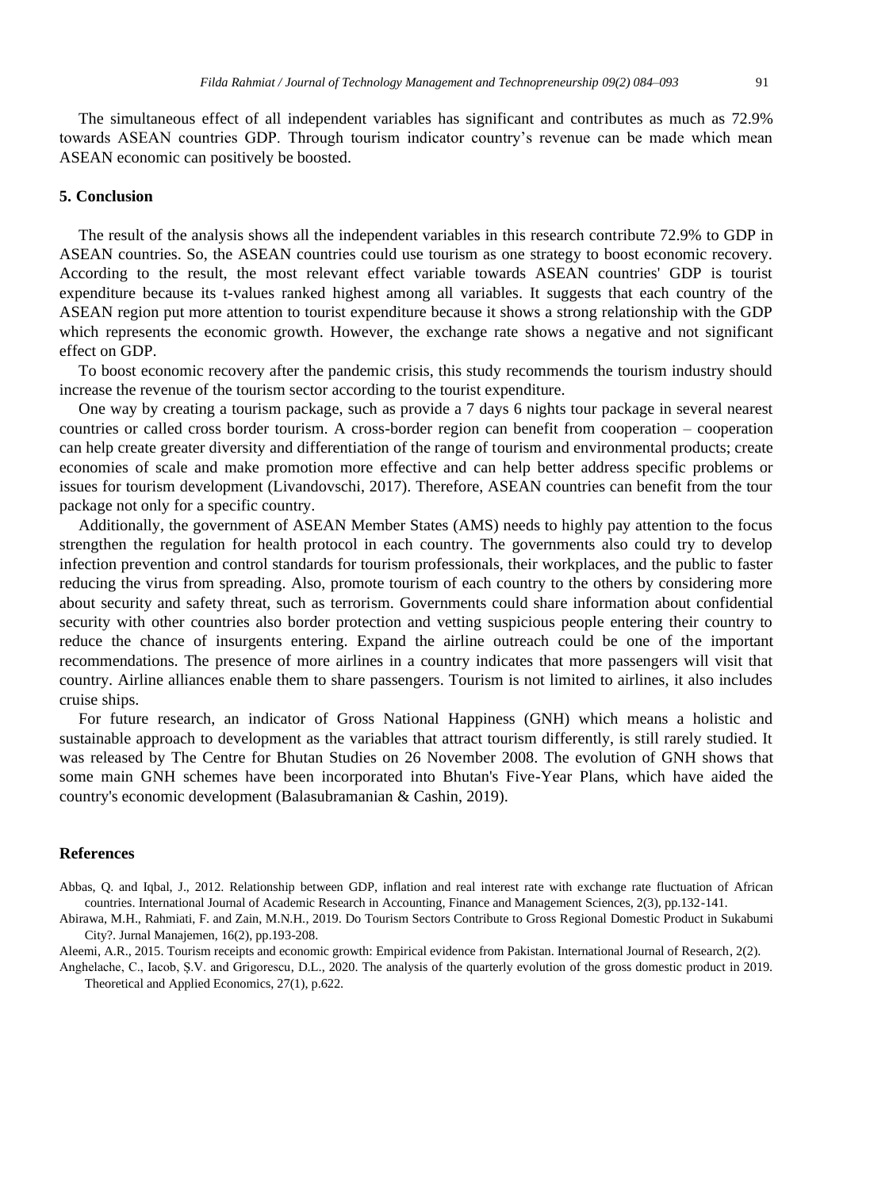The simultaneous effect of all independent variables has significant and contributes as much as 72.9% towards ASEAN countries GDP. Through tourism indicator country's revenue can be made which mean ASEAN economic can positively be boosted.

## 5. Conclusion

The result of the analysis shows all the independent variables in this research contribute 72.9% to GDP in ASEAN countries. So, the ASEAN countries could use tourism as one strategy to boost economic recovery. According to the result, the most relevant effect variable towards ASEAN countries' GDP is tourist expenditure because its t-values ranked highest among all variables. It suggests that each country of the ASEAN region put more attention to tourist expenditure because it shows a strong relationship with the GDP which represents the economic growth. However, the exchange rate shows a negative and not significant effect on GDP.

To boost economic recovery after the pandemic crisis, this study recommends the tourism industry should increase the revenue of the tourism sector according to the tourist expenditure.

One way by creating a tourism package, such as provide a 7 days 6 nights tour package in several nearest countries or called cross border tourism. A cross-border region can benefit from cooperation – cooperation can help create greater diversity and differentiation of the range of tourism and environmental products; create economies of scale and make promotion more effective and can help better address specific problems or issues for tourism development (Livandovschi, 2017). Therefore, ASEAN countries can benefit from the tour package not only for a specific country.

Additionally, the government of ASEAN Member States (AMS) needs to highly pay attention to the focus strengthen the regulation for health protocol in each country. The governments also could try to develop infection prevention and control standards for tourism professionals, their workplaces, and the public to faster reducing the virus from spreading. Also, promote tourism of each country to the others by considering more about security and safety threat, such as terrorism. Governments could share information about confidential security with other countries also border protection and vetting suspicious people entering their country to reduce the chance of insurgents entering. Expand the airline outreach could be one of the important recommendations. The presence of more airlines in a country indicates that more passengers will visit that country. Airline alliances enable them to share passengers. Tourism is not limited to airlines, it also includes cruise ships.

For future research, an indicator of Gross National Happiness (GNH) which means a holistic and sustainable approach to development as the variables that attract tourism differently, is still rarely studied. It was released by The Centre for Bhutan Studies on 26 November 2008. The evolution of GNH shows that some main GNH schemes have been incorporated into Bhutan's Five-Year Plans, which have aided the country's economic development (Balasubramanian & Cashin, 2019).

## References

Abbas, Q. and Iqbal, J., 2012. Relationship between GDP, inflation and real interest rate with exchange rate fluctuation of African countries. International Journal of Academic Research in Accounting, Finance and Management Sciences, 2(3), pp.132-141.

Abirawa, M.H., Rahmiati, F. and Zain, M.N.H., 2019. Do Tourism Sectors Contribute to Gross Regional Domestic Product in Sukabumi City?. Jurnal Manajemen, 16(2), pp.193-208.

Aleemi, A.R., 2015. Tourism receipts and economic growth: Empirical evidence from Pakistan. International Journal of Research, 2(2).

Anghelache, C., Iacob, Ș.V. and Grigorescu, D.L., 2020. The analysis of the quarterly evolution of the gross domestic product in 2019. Theoretical and Applied Economics, 27(1), p.622.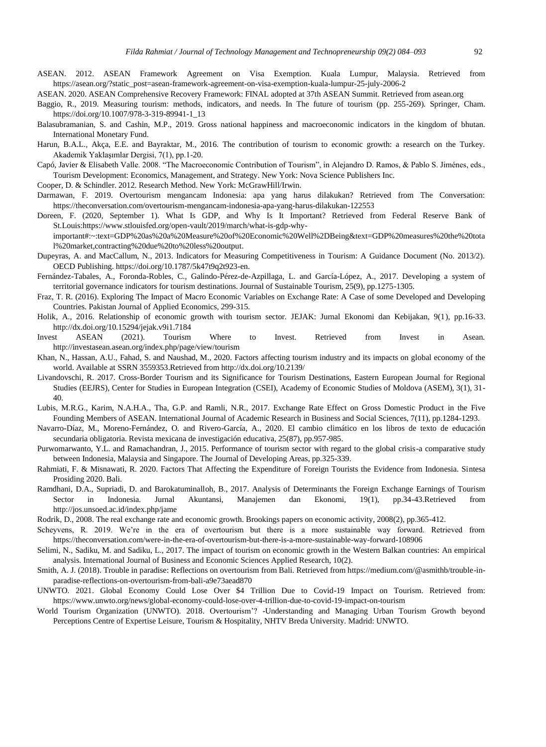ASEAN. 2012. ASEAN Framework Agreement on Visa Exemption. Kuala Lumpur, Malaysia. Retrieved from https://asean.org/?static_post=asean-framework-agreement-on-visa-exemption-kuala-lumpur-25-july-2006-2

ASEAN. 2020. ASEAN Comprehensive Recovery Framework: FINAL adopted at 37th ASEAN Summit. Retrieved from asean.org

Baggio, R., 2019. Measuring tourism: methods, indicators, and needs. In The future of tourism (pp. 255-269). Springer, Cham. https://doi.org/10.1007/978-3-319-89941-1_13

Balasubramanian, S. and Cashin, M.P., 2019. Gross national happiness and macroeconomic indicators in the kingdom of bhutan. International Monetary Fund.

Harun, B.A.L., Akça, E.E. and Bayraktar, M., 2016. The contribution of tourism to economic growth: a research on the Turkey. Akademik Yaklaşımlar Dergisi, 7(1), pp.1-20.

Capó, Javier & Elisabeth Valle. 2008. "The Macroeconomic Contribution of Tourism", in Alejandro D. Ramos, & Pablo S. Jiménes, eds., Tourism Development: Economics, Management, and Strategy. New York: Nova Science Publishers Inc.

Cooper, D. & Schindler. 2012. Research Method. New York: McGrawHill/Irwin.

Darmawan, F. 2019. Overtourism mengancam Indonesia: apa yang harus dilakukan? Retrieved from The Conversation: https://theconversation.com/overtourism-mengancam-indonesia-apa-yang-harus-dilakukan-122553

Doreen, F. (2020, September 1). What Is GDP, and Why Is It Important? Retrieved from Federal Reserve Bank of St.Louis:https://www.stlouisfed.org/open-vault/2019/march/what-is-gdp-why-important#:~:text=GDP%20as%20a%20Measure%20of%20Economic%20Well%2DBeing&text=GDP%20measures%20the%20total%20market,contracting%20due%20to%20less%20output.

Dupeyras, A. and MacCallum, N., 2013. Indicators for Measuring Competitiveness in Tourism: A Guidance Document (No. 2013/2). OECD Publishing. https://doi.org/10.1787/5k47t9q2t923-en.

Fernández-Tabales, A., Foronda-Robles, C., Galindo-Pérez-de-Azpillaga, L. and García-López, A., 2017. Developing a system of territorial governance indicators for tourism destinations. Journal of Sustainable Tourism, 25(9), pp.1275-1305.

Fraz, T. R. (2016). Exploring The Impact of Macro Economic Variables on Exchange Rate: A Case of some Developed and Developing Countries. Pakistan Journal of Applied Economics, 299-315.

Holik, A., 2016. Relationship of economic growth with tourism sector. JEJAK: Jurnal Ekonomi dan Kebijakan, 9(1), pp.16-33. http://dx.doi.org/10.15294/jejak.v9i1.7184

Invest ASEAN (2021). Tourism Where to Invest. Retrieved from Invest in Asean. http://investasean.asean.org/index.php/page/view/tourism

Khan, N., Hassan, A.U., Fahad, S. and Naushad, M., 2020. Factors affecting tourism industry and its impacts on global economy of the world. Available at SSRN 3559353.Retrieved from http://dx.doi.org/10.2139/

Livandovschi, R. 2017. Cross-Border Tourism and its Significance for Tourism Destinations, Eastern European Journal for Regional Studies (EEJRS), Center for Studies in European Integration (CSEI), Academy of Economic Studies of Moldova (ASEM), 3(1), 31-40.

Lubis, M.R.G., Karim, N.A.H.A., Tha, G.P. and Ramli, N.R., 2017. Exchange Rate Effect on Gross Domestic Product in the Five Founding Members of ASEAN. International Journal of Academic Research in Business and Social Sciences, 7(11), pp.1284-1293.

Navarro-Díaz, M., Moreno-Fernández, O. and Rivero-García, A., 2020. El cambio climático en los libros de texto de educación secundaria obligatoria. Revista mexicana de investigación educativa, 25(87), pp.957-985.

Purwomarwanto, Y.L. and Ramachandran, J., 2015. Performance of tourism sector with regard to the global crisis-a comparative study between Indonesia, Malaysia and Singapore. The Journal of Developing Areas, pp.325-339.

Rahmiati, F. & Misnawati, R. 2020. Factors That Affecting the Expenditure of Foreign Tourists the Evidence from Indonesia. Sintesa Prosiding 2020. Bali.

Ramdhani, D.A., Supriadi, D. and Barokatuminalloh, B., 2017. Analysis of Determinants the Foreign Exchange Earnings of Tourism Sector in Indonesia. Jurnal Akuntansi, Manajemen dan Ekonomi, 19(1), pp.34-43.Retrieved from http://jos.unsoed.ac.id/index.php/jame

Rodrik, D., 2008. The real exchange rate and economic growth. Brookings papers on economic activity, 2008(2), pp.365-412.

Scheyvens, R. 2019. We're in the era of overtourism but there is a more sustainable way forward. Retrieved from https://theconversation.com/were-in-the-era-of-overtourism-but-there-is-a-more-sustainable-way-forward-108906

Selimi, N., Sadiku, M. and Sadiku, L., 2017. The impact of tourism on economic growth in the Western Balkan countries: An empirical analysis. International Journal of Business and Economic Sciences Applied Research, 10(2).

Smith, A. J. (2018). Trouble in paradise: Reflections on overtourism from Bali. Retrieved from https://medium.com/@asmithb/trouble-in-paradise-reflections-on-overtourism-from-bali-a9e73aead870

UNWTO. 2021. Global Economy Could Lose Over $4 Trillion Due to Covid-19 Impact on Tourism. Retrieved from: https://www.unwto.org/news/global-economy-could-lose-over-4-trillion-due-to-covid-19-impact-on-tourism

World Tourism Organization (UNWTO). 2018. Overtourism'? -Understanding and Managing Urban Tourism Growth beyond Perceptions Centre of Expertise Leisure, Tourism & Hospitality, NHTV Breda University. Madrid: UNWTO.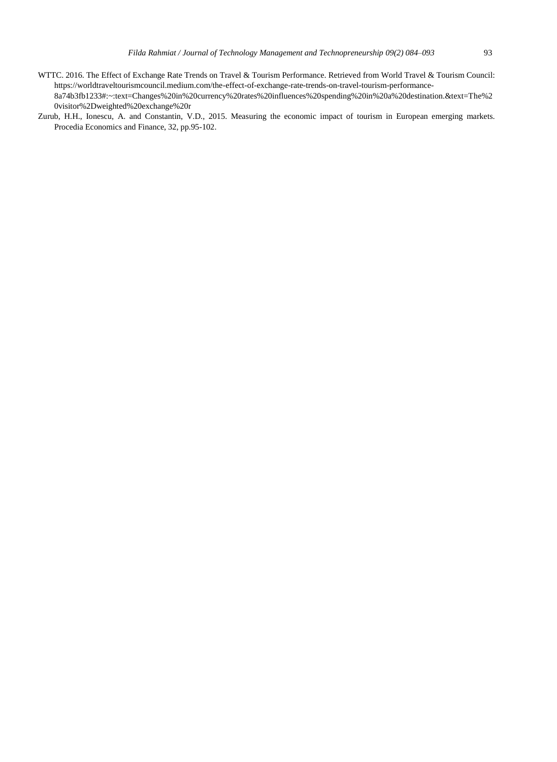WTTC. 2016. The Effect of Exchange Rate Trends on Travel & Tourism Performance. Retrieved from World Travel & Tourism Council: https://worldtraveltourismcouncil.medium.com/the-effect-of-exchange-rate-trends-on-travel-tourism-performance-8a74b3fb1233#:~:text=Changes%20in%20currency%20rates%20influences%20spending%20in%20a%20destination.&text=The%20visitor%2Dweighted%20exchange%20r

Zurub, H.H., Ionescu, A. and Constantin, V.D., 2015. Measuring the economic impact of tourism in European emerging markets. Procedia Economics and Finance, 32, pp.95-102.